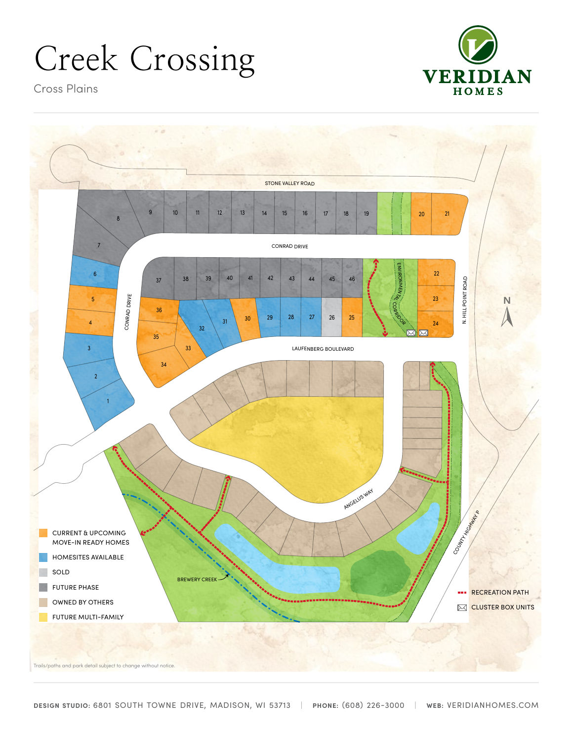# Creek Crossing

Cross Plains

VERIDIAN HOMES

STONE VALLEY ROAD

CONRAD DRIVE

LAUFENBERG BOULEVARD

ANGELUS WAY

ENVIRONMENTAL CORRIDOR

N. HILL POINT ROAD

COUNTY HIGHWAY P

BREWERY CREEK

N

- CURRENT & UPCOMING MOVE-IN READY HOMES
- HOMESITES AVAILABLE
- SOLD
- FUTURE PHASE
- OWNED BY OTHERS
- FUTURE MULTI-FAMILY
- RECREATION PATH
- CLUSTER BOX UNITS

Trails/paths and park detail subject to change without notice.

**DESIGN STUDIO:** 6801 SOUTH TOWNE DRIVE, MADISON, WI 53713 | **PHONE:** (608) 226-3000 | **WEB:** VERIDIANHOMES.COM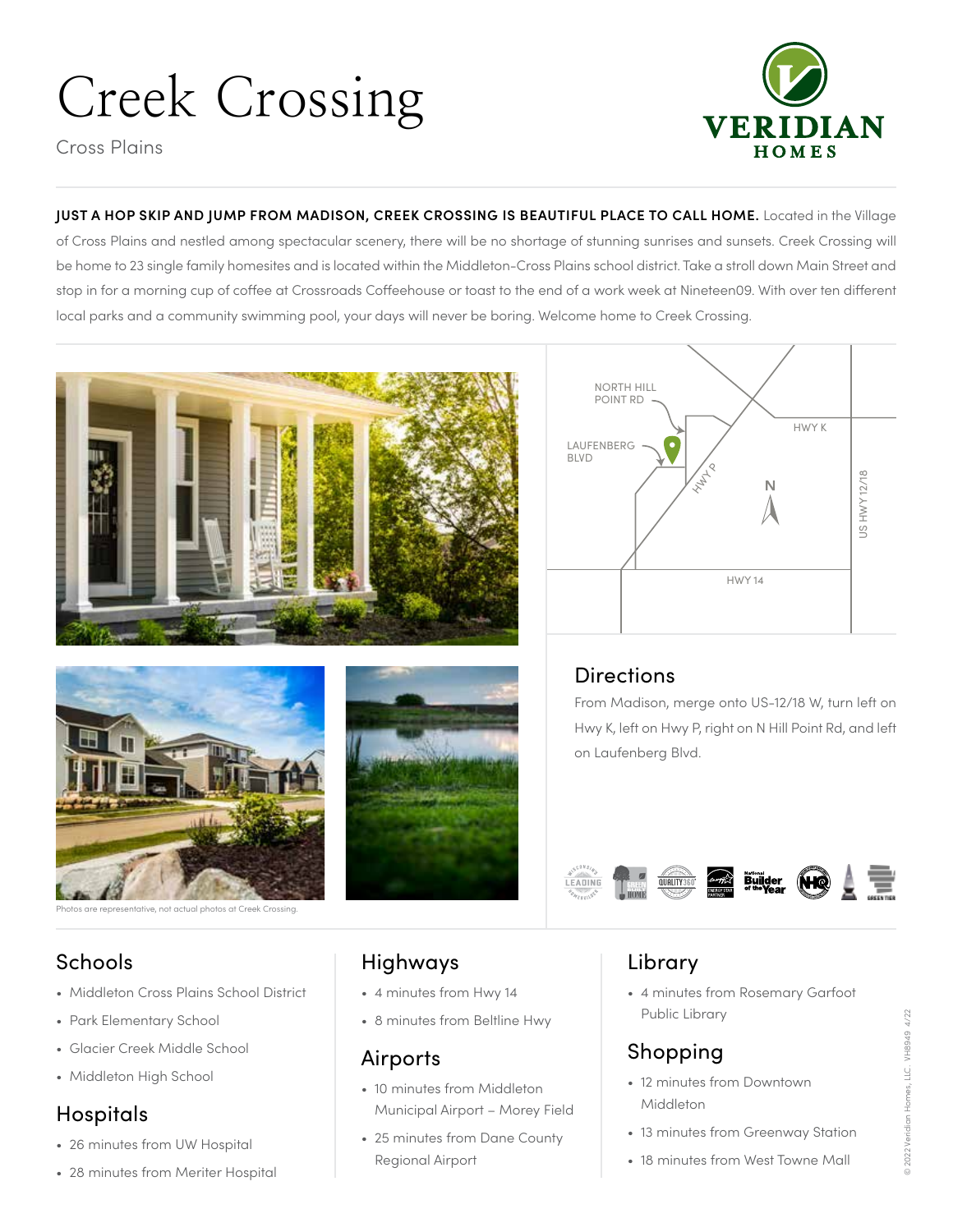# Creek Crossing

Cross Plains

**JUST A HOP SKIP AND JUMP FROM MADISON, CREEK CROSSING IS BEAUTIFUL PLACE TO CALL HOME.** Located in the Village of Cross Plains and nestled among spectacular scenery, there will be no shortage of stunning sunrises and sunsets. Creek Crossing will be home to 23 single family homesites and is located within the Middleton-Cross Plains school district. Take a stroll down Main Street and stop in for a morning cup of coffee at Crossroads Coffeehouse or toast to the end of a work week at Nineteen09. With over ten different local parks and a community swimming pool, your days will never be boring. Welcome home to Creek Crossing.

Photos are representative, not actual photos at Creek Crossing.

NORTH HILL POINT RD
LAUFENBERG BLVD
HWY K
HWY P
N
US HWY 12/18
HWY 14

## Directions

From Madison, merge onto US-12/18 W, turn left on Hwy K, left on Hwy P, right on N Hill Point Rd, and left on Laufenberg Blvd.

## Schools

- Middleton Cross Plains School District
- Park Elementary School
- Glacier Creek Middle School
- Middleton High School

## Hospitals

- 26 minutes from UW Hospital
- 28 minutes from Meriter Hospital

## Highways

- 4 minutes from Hwy 14
- 8 minutes from Beltline Hwy

## Airports

- 10 minutes from Middleton Municipal Airport – Morey Field
- 25 minutes from Dane County Regional Airport

## Library

- 4 minutes from Rosemary Garfoot Public Library

## Shopping

- 12 minutes from Downtown Middleton
- 13 minutes from Greenway Station
- 18 minutes from West Towne Mall

© 2022 Veridian Homes, LLC. VH8949 4/22